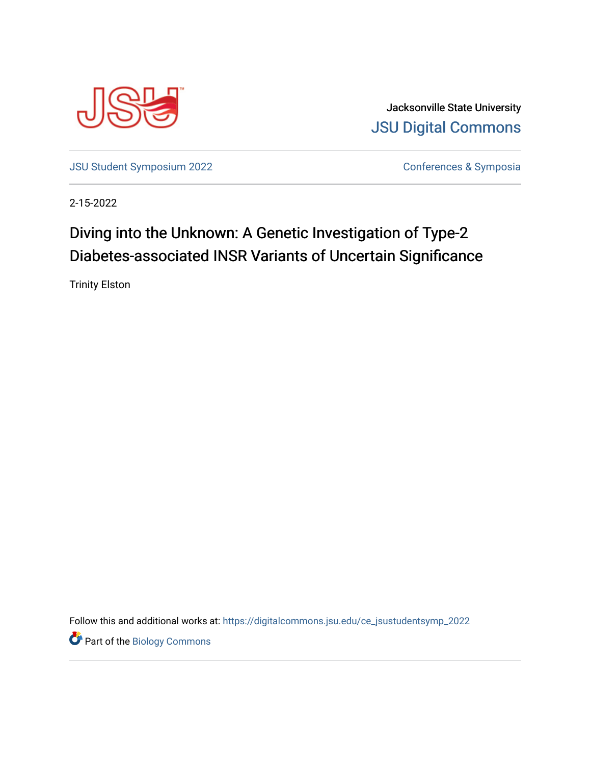Jacksonville State University

JSU Digital Commons

JSU Student Symposium 2022

Conferences & Symposia

2-15-2022

# Diving into the Unknown: A Genetic Investigation of Type-2 Diabetes-associated INSR Variants of Uncertain Significance

Trinity Elston

Follow this and additional works at: https://digitalcommons.jsu.edu/ce_jsustudentsymp_2022

Part of the Biology Commons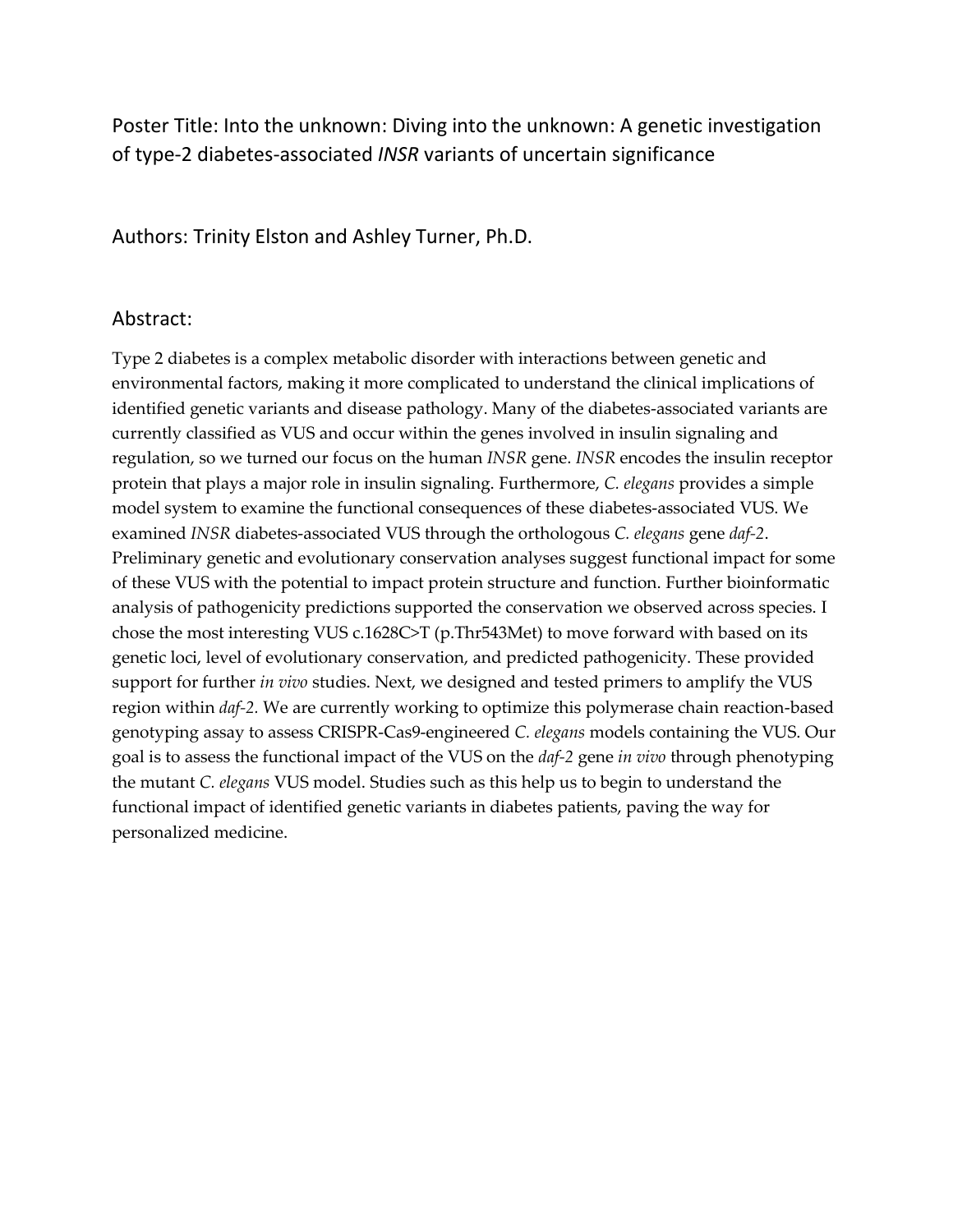Poster Title: Into the unknown: Diving into the unknown: A genetic investigation of type-2 diabetes-associated *INSR* variants of uncertain significance

Authors: Trinity Elston and Ashley Turner, Ph.D.

## Abstract:

Type 2 diabetes is a complex metabolic disorder with interactions between genetic and environmental factors, making it more complicated to understand the clinical implications of identified genetic variants and disease pathology. Many of the diabetes-associated variants are currently classified as VUS and occur within the genes involved in insulin signaling and regulation, so we turned our focus on the human *INSR* gene. *INSR* encodes the insulin receptor protein that plays a major role in insulin signaling. Furthermore, *C. elegans* provides a simple model system to examine the functional consequences of these diabetes-associated VUS. We examined *INSR* diabetes-associated VUS through the orthologous *C. elegans* gene *daf-2*. Preliminary genetic and evolutionary conservation analyses suggest functional impact for some of these VUS with the potential to impact protein structure and function. Further bioinformatic analysis of pathogenicity predictions supported the conservation we observed across species. I chose the most interesting VUS c.1628C>T (p.Thr543Met) to move forward with based on its genetic loci, level of evolutionary conservation, and predicted pathogenicity. These provided support for further *in vivo* studies. Next, we designed and tested primers to amplify the VUS region within *daf-2*. We are currently working to optimize this polymerase chain reaction-based genotyping assay to assess CRISPR-Cas9-engineered *C. elegans* models containing the VUS. Our goal is to assess the functional impact of the VUS on the *daf-2* gene *in vivo* through phenotyping the mutant *C. elegans* VUS model. Studies such as this help us to begin to understand the functional impact of identified genetic variants in diabetes patients, paving the way for personalized medicine.